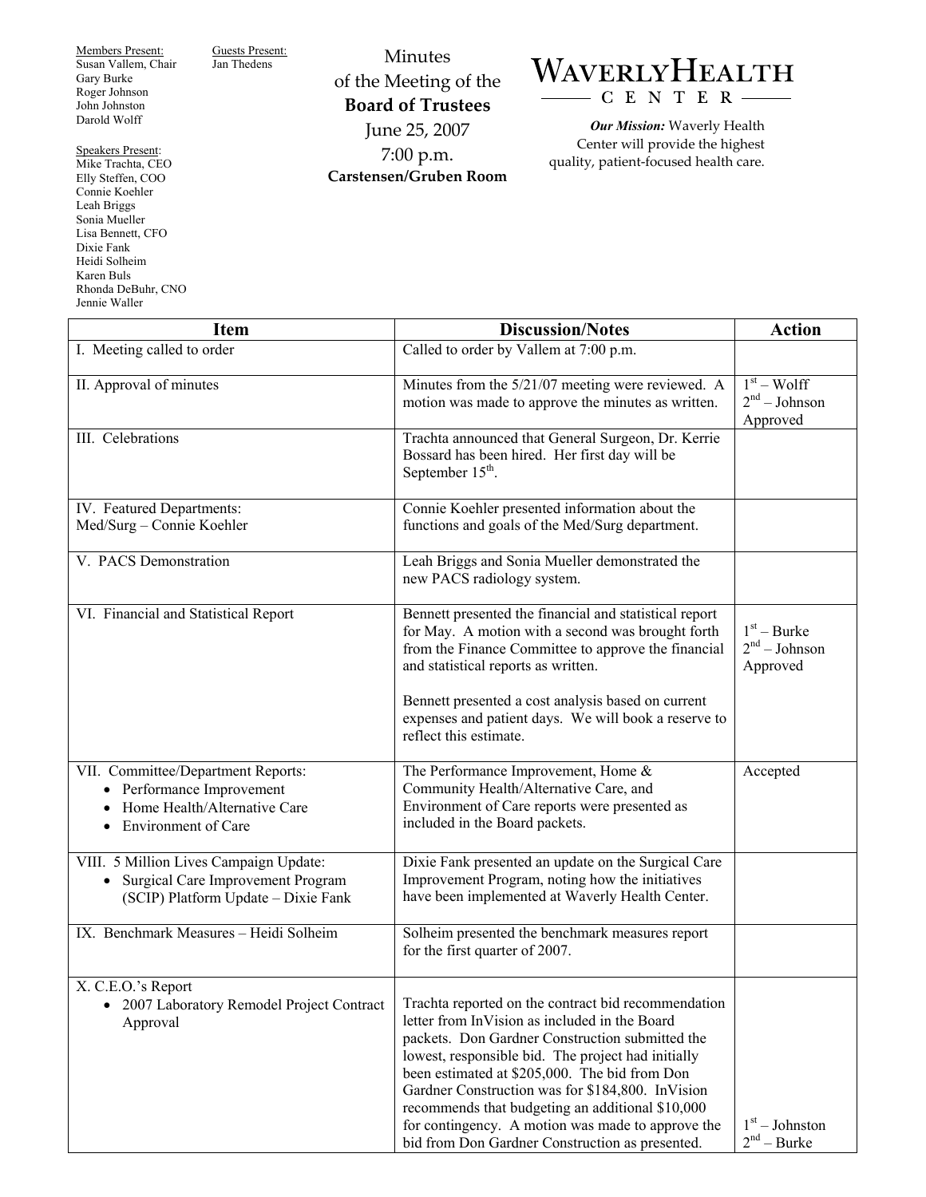Members Present:
Susan Vallem, Chair
Gary Burke
Roger Johnson
John Johnston
Darold Wolff

Guests Present:
Jan Thedens

Speakers Present:
Mike Trachta, CEO
Elly Steffen, COO
Connie Koehler
Leah Briggs
Sonia Mueller
Lisa Bennett, CFO
Dixie Fank
Heidi Solheim
Karen Buls
Rhonda DeBuhr, CNO
Jennie Waller

# Minutes of the Meeting of the **Board of Trustees**

June 25, 2007
7:00 p.m.
**Carstensen/Gruben Room**

**WAVERLY HEALTH CENTER**

***Our Mission:*** Waverly Health Center will provide the highest quality, patient-focused health care.

| Item | Discussion/Notes | Action |
|---|---|---|
| I. Meeting called to order | Called to order by Vallem at 7:00 p.m. | |
| II. Approval of minutes | Minutes from the 5/21/07 meeting were reviewed. A motion was made to approve the minutes as written. | 1st – Wolff<br>2nd – Johnson<br>Approved |
| III. Celebrations | Trachta announced that General Surgeon, Dr. Kerrie Bossard has been hired. Her first day will be September 15th. | |
| IV. Featured Departments:<br>Med/Surg – Connie Koehler | Connie Koehler presented information about the functions and goals of the Med/Surg department. | |
| V. PACS Demonstration | Leah Briggs and Sonia Mueller demonstrated the new PACS radiology system. | |
| VI. Financial and Statistical Report | Bennett presented the financial and statistical report for May. A motion with a second was brought forth from the Finance Committee to approve the financial and statistical reports as written.<br><br>Bennett presented a cost analysis based on current expenses and patient days. We will book a reserve to reflect this estimate. | 1st – Burke<br>2nd – Johnson<br>Approved |
| VII. Committee/Department Reports:<br>• Performance Improvement<br>• Home Health/Alternative Care<br>• Environment of Care | The Performance Improvement, Home & Community Health/Alternative Care, and Environment of Care reports were presented as included in the Board packets. | Accepted |
| VIII. 5 Million Lives Campaign Update:<br>• Surgical Care Improvement Program (SCIP) Platform Update – Dixie Fank | Dixie Fank presented an update on the Surgical Care Improvement Program, noting how the initiatives have been implemented at Waverly Health Center. | |
| IX. Benchmark Measures – Heidi Solheim | Solheim presented the benchmark measures report for the first quarter of 2007. | |
| X. C.E.O.'s Report<br>• 2007 Laboratory Remodel Project Contract Approval | Trachta reported on the contract bid recommendation letter from InVision as included in the Board packets. Don Gardner Construction submitted the lowest, responsible bid. The project had initially been estimated at $205,000. The bid from Don Gardner Construction was for $184,800. InVision recommends that budgeting an additional $10,000 for contingency. A motion was made to approve the bid from Don Gardner Construction as presented. | 1st – Johnston<br>2nd – Burke |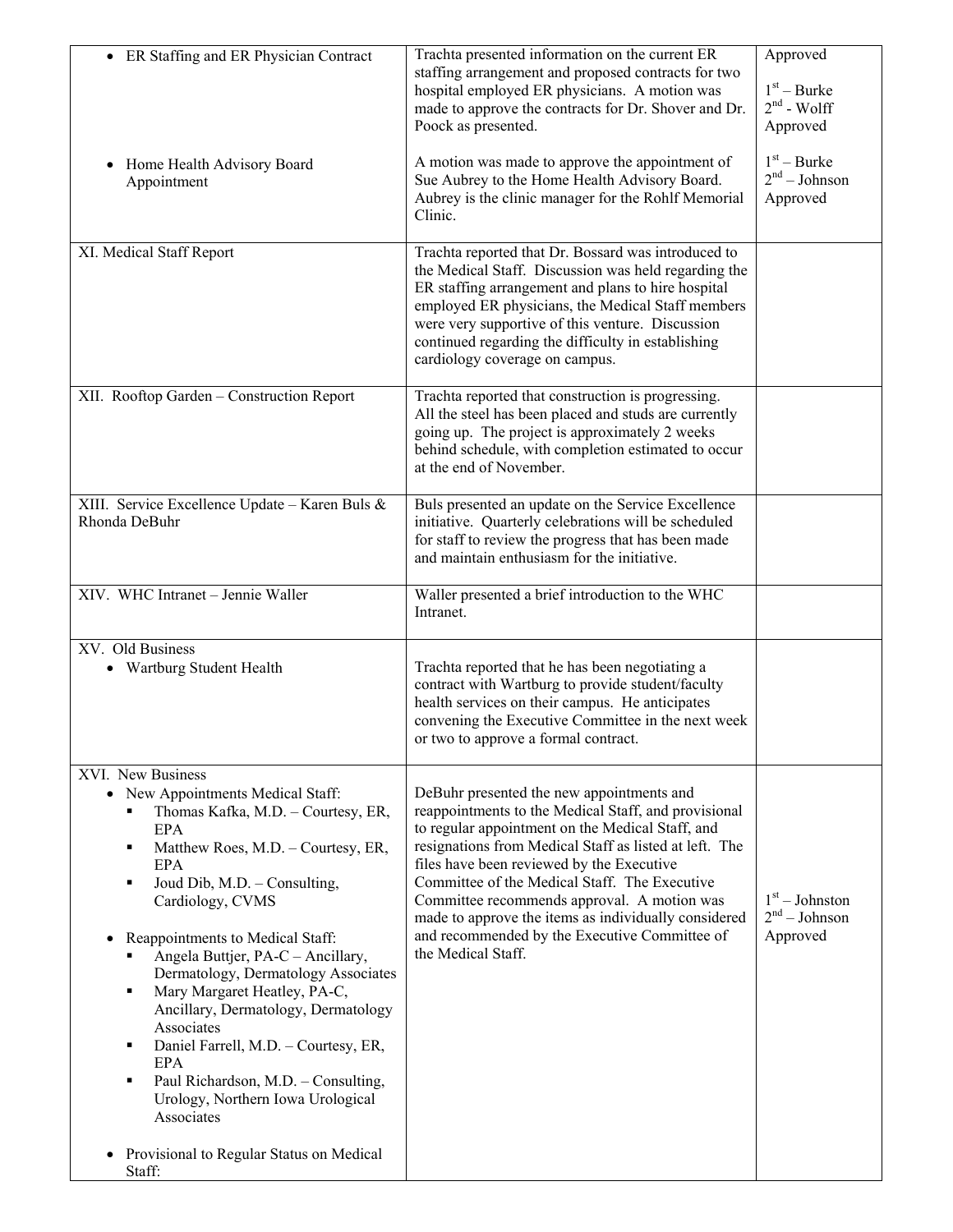| | | |
|---|---|---|
| • ER Staffing and ER Physician Contract<br><br><br><br><br>• Home Health Advisory Board Appointment | Trachta presented information on the current ER staffing arrangement and proposed contracts for two hospital employed ER physicians. A motion was made to approve the contracts for Dr. Shover and Dr. Poock as presented.<br><br>A motion was made to approve the appointment of Sue Aubrey to the Home Health Advisory Board. Aubrey is the clinic manager for the Rohlf Memorial Clinic. | Approved<br><br>1st – Burke<br>2nd - Wolff<br>Approved<br><br>1st – Burke<br>2nd – Johnson<br>Approved |
| XI. Medical Staff Report | Trachta reported that Dr. Bossard was introduced to the Medical Staff. Discussion was held regarding the ER staffing arrangement and plans to hire hospital employed ER physicians, the Medical Staff members were very supportive of this venture. Discussion continued regarding the difficulty in establishing cardiology coverage on campus. | |
| XII. Rooftop Garden – Construction Report | Trachta reported that construction is progressing. All the steel has been placed and studs are currently going up. The project is approximately 2 weeks behind schedule, with completion estimated to occur at the end of November. | |
| XIII. Service Excellence Update – Karen Buls & Rhonda DeBuhr | Buls presented an update on the Service Excellence initiative. Quarterly celebrations will be scheduled for staff to review the progress that has been made and maintain enthusiasm for the initiative. | |
| XIV. WHC Intranet – Jennie Waller | Waller presented a brief introduction to the WHC Intranet. | |
| XV. Old Business<br>• Wartburg Student Health | Trachta reported that he has been negotiating a contract with Wartburg to provide student/faculty health services on their campus. He anticipates convening the Executive Committee in the next week or two to approve a formal contract. | |
| XVI. New Business<br>• New Appointments Medical Staff:<br>▪ Thomas Kafka, M.D. – Courtesy, ER, EPA<br>▪ Matthew Roes, M.D. – Courtesy, ER, EPA<br>▪ Joud Dib, M.D. – Consulting, Cardiology, CVMS<br><br>• Reappointments to Medical Staff:<br>▪ Angela Buttjer, PA-C – Ancillary, Dermatology, Dermatology Associates<br>▪ Mary Margaret Heatley, PA-C, Ancillary, Dermatology, Dermatology Associates<br>▪ Daniel Farrell, M.D. – Courtesy, ER, EPA<br>▪ Paul Richardson, M.D. – Consulting, Urology, Northern Iowa Urological Associates<br><br>• Provisional to Regular Status on Medical Staff: | DeBuhr presented the new appointments and reappointments to the Medical Staff, and provisional to regular appointment on the Medical Staff, and resignations from Medical Staff as listed at left. The files have been reviewed by the Executive Committee of the Medical Staff. The Executive Committee recommends approval. A motion was made to approve the items as individually considered and recommended by the Executive Committee of the Medical Staff. | 1st – Johnston<br>2nd – Johnson<br>Approved |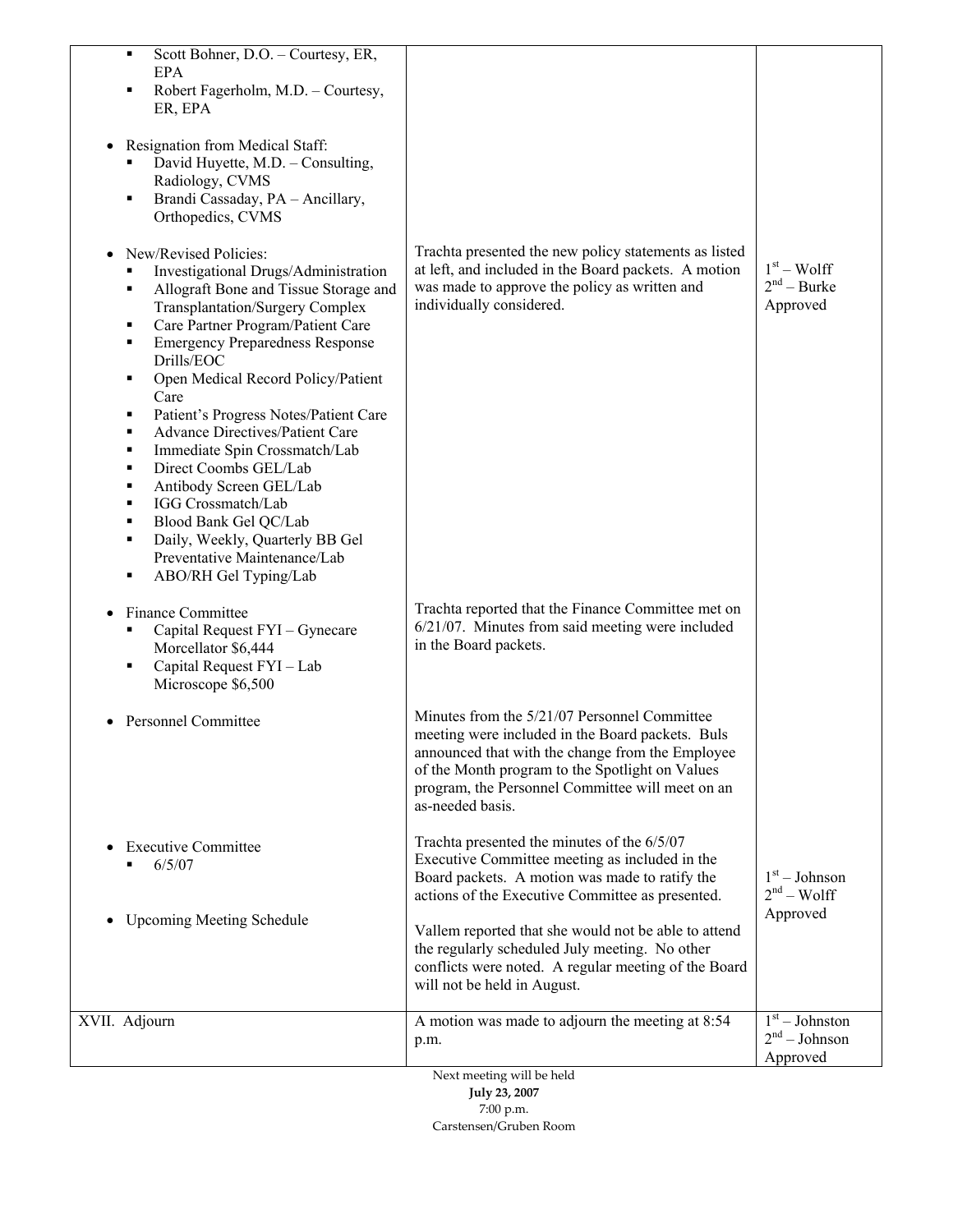| | | |
|---|---|---|
| ▪ Scott Bohner, D.O. – Courtesy, ER, EPA<br>▪ Robert Fagerholm, M.D. – Courtesy, ER, EPA<br><br>• Resignation from Medical Staff:<br>▪ David Huyette, M.D. – Consulting, Radiology, CVMS<br>▪ Brandi Cassaday, PA – Ancillary, Orthopedics, CVMS | | |
| • New/Revised Policies:<br>▪ Investigational Drugs/Administration<br>▪ Allograft Bone and Tissue Storage and Transplantation/Surgery Complex<br>▪ Care Partner Program/Patient Care<br>▪ Emergency Preparedness Response Drills/EOC<br>▪ Open Medical Record Policy/Patient Care<br>▪ Patient's Progress Notes/Patient Care<br>▪ Advance Directives/Patient Care<br>▪ Immediate Spin Crossmatch/Lab<br>▪ Direct Coombs GEL/Lab<br>▪ Antibody Screen GEL/Lab<br>▪ IGG Crossmatch/Lab<br>▪ Blood Bank Gel QC/Lab<br>▪ Daily, Weekly, Quarterly BB Gel Preventative Maintenance/Lab<br>▪ ABO/RH Gel Typing/Lab | Trachta presented the new policy statements as listed at left, and included in the Board packets. A motion was made to approve the policy as written and individually considered. | 1st – Wolff<br>2nd – Burke<br>Approved |
| • Finance Committee<br>▪ Capital Request FYI – Gynecare Morcellator $6,444<br>▪ Capital Request FYI – Lab Microscope $6,500 | Trachta reported that the Finance Committee met on 6/21/07. Minutes from said meeting were included in the Board packets. | |
| • Personnel Committee | Minutes from the 5/21/07 Personnel Committee meeting were included in the Board packets. Buls announced that with the change from the Employee of the Month program to the Spotlight on Values program, the Personnel Committee will meet on an as-needed basis. | |
| • Executive Committee<br>▪ 6/5/07<br><br>• Upcoming Meeting Schedule | Trachta presented the minutes of the 6/5/07 Executive Committee meeting as included in the Board packets. A motion was made to ratify the actions of the Executive Committee as presented.<br><br>Vallem reported that she would not be able to attend the regularly scheduled July meeting. No other conflicts were noted. A regular meeting of the Board will not be held in August. | 1st – Johnson<br>2nd – Wolff<br>Approved |
| XVII. Adjourn | A motion was made to adjourn the meeting at 8:54 p.m. | 1st – Johnston<br>2nd – Johnson<br>Approved |

Next meeting will be held
**July 23, 2007**
7:00 p.m.
Carstensen/Gruben Room